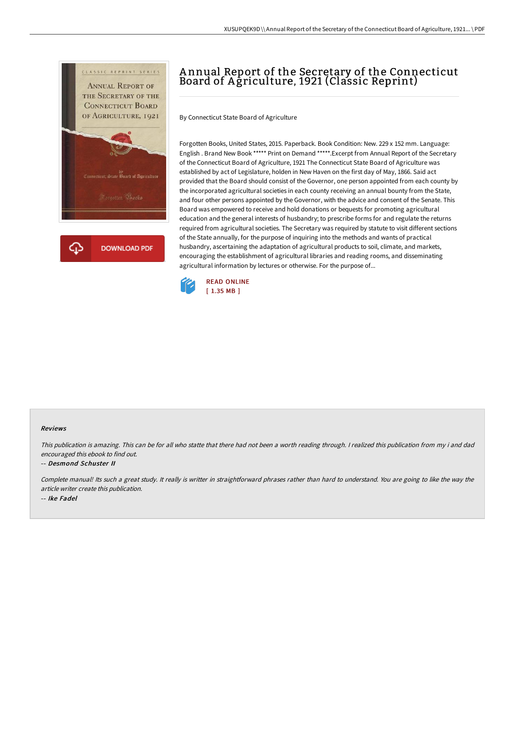# Annual Report of the Secretary of the Connecticut Board of Agriculture, 1921 (Classic Reprint)

By Connecticut State Board of Agriculture

Forgotten Books, United States, 2015. Paperback. Book Condition: New. 229 x 152 mm. Language: English . Brand New Book ***** Print on Demand *****.Excerpt from Annual Report of the Secretary of the Connecticut Board of Agriculture, 1921 The Connecticut State Board of Agriculture was established by act of Legislature, holden in New Haven on the first day of May, 1866. Said act provided that the Board should consist of the Governor, one person appointed from each county by the incorporated agricultural societies in each county receiving an annual bounty from the State, and four other persons appointed by the Governor, with the advice and consent of the Senate. This Board was empowered to receive and hold donations or bequests for promoting agricultural education and the general interests of husbandry; to prescribe forms for and regulate the returns required from agricultural societies. The Secretary was required by statute to visit different sections of the State annually, for the purpose of inquiring into the methods and wants of practical husbandry, ascertaining the adaptation of agricultural products to soil, climate, and markets, encouraging the establishment of agricultural libraries and reading rooms, and disseminating agricultural information by lectures or otherwise. For the purpose of...

READ ONLINE
[ 1.35 MB ]

DOWNLOAD PDF

### Reviews

*This publication is amazing. This can be for all who statte that there had not been a worth reading through. I realized this publication from my i and dad encouraged this ebook to find out.*

-- *Desmond Schuster II*

*Complete manual! Its such a great study. It really is writter in straightforward phrases rather than hard to understand. You are going to like the way the article writer create this publication.*

-- *Ike Fadel*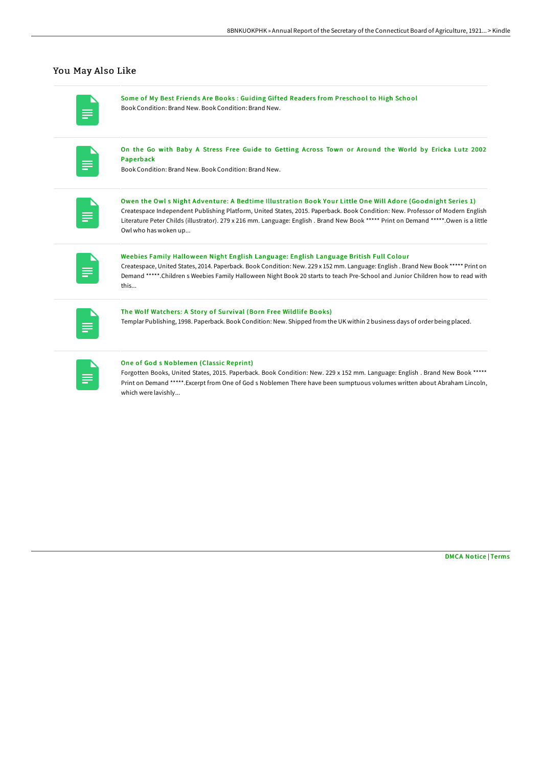## You May Also Like

**Some of My Best Friends Are Books : Guiding Gifted Readers from Preschool to High School**

Book Condition: Brand New. Book Condition: Brand New.

**On the Go with Baby A Stress Free Guide to Getting Across Town or Around the World by Ericka Lutz 2002 Paperback**

Book Condition: Brand New. Book Condition: Brand New.

**Owen the Owl s Night Adventure: A Bedtime Illustration Book Your Little One Will Adore (Goodnight Series 1)**

Createspace Independent Publishing Platform, United States, 2015. Paperback. Book Condition: New. Professor of Modern English Literature Peter Childs (illustrator). 279 x 216 mm. Language: English . Brand New Book ***** Print on Demand *****.Owen is a little Owl who has woken up...

**Weebies Family Halloween Night English Language: English Language British Full Colour**

Createspace, United States, 2014. Paperback. Book Condition: New. 229 x 152 mm. Language: English . Brand New Book ***** Print on Demand *****.Children s Weebies Family Halloween Night Book 20 starts to teach Pre-School and Junior Children how to read with this...

**The Wolf Watchers: A Story of Survival (Born Free Wildlife Books)**

Templar Publishing, 1998. Paperback. Book Condition: New. Shipped from the UK within 2 business days of order being placed.

**One of God s Noblemen (Classic Reprint)**

Forgotten Books, United States, 2015. Paperback. Book Condition: New. 229 x 152 mm. Language: English . Brand New Book ***** Print on Demand *****.Excerpt from One of God s Noblemen There have been sumptuous volumes written about Abraham Lincoln, which were lavishly...